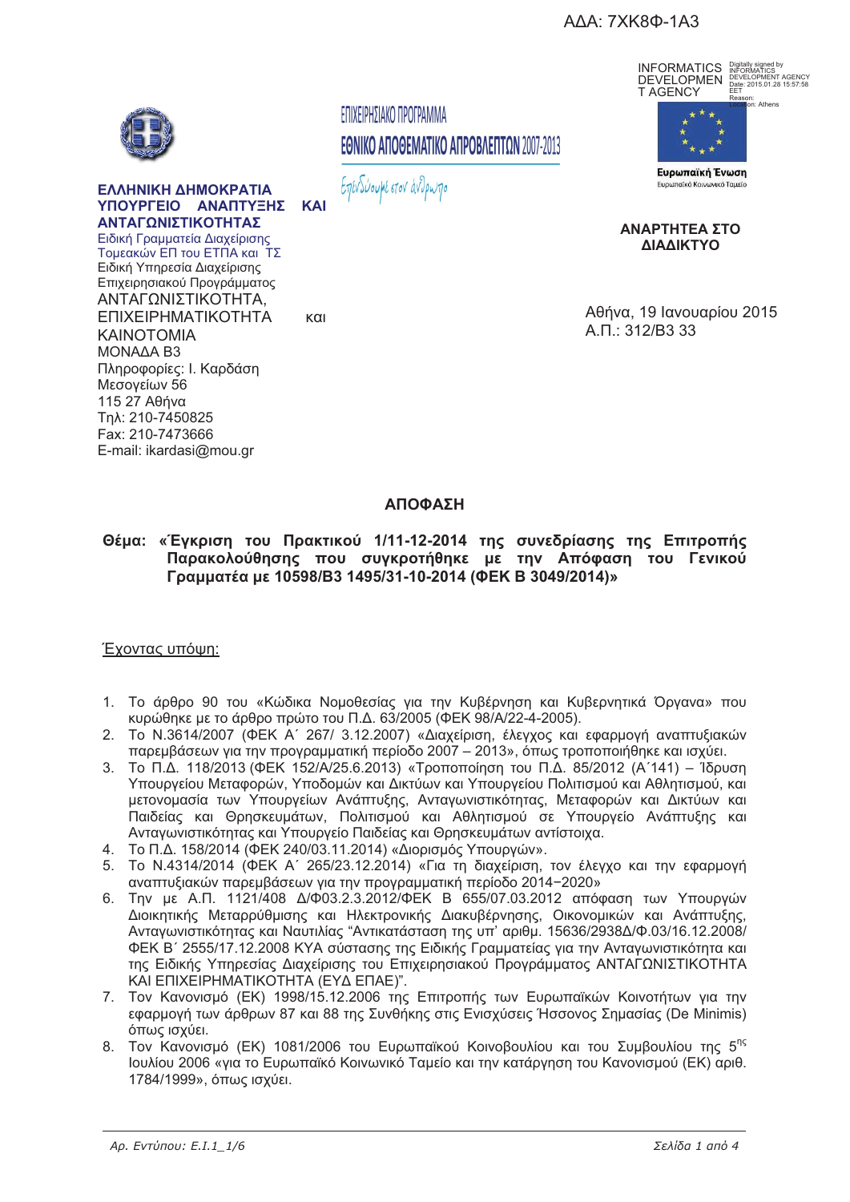ΑΔΑ: 7ΧΚ8Φ-1Α3

ΕΠΙΧΕΙΡΗΣΙΑΚΟ ΠΡΟΓΡΑΜΜΑ
ΕΘΝΙΚΟ ΑΠΟΘΕΜΑΤΙΚΟ ΑΠΡΟΒΛΕΠΤΩΝ 2007-2013

Επενδύουμε στον άνθρωπο

Ευρωπαϊκή Ένωση
Ευρωπαϊκό Κοινωνικό Ταμείο

**ΕΛΛΗΝΙΚΗ ΔΗΜΟΚΡΑΤΙΑ**
**ΥΠΟΥΡΓΕΙΟ ΑΝΑΠΤΥΞΗΣ ΚΑΙ ΑΝΤΑΓΩΝΙΣΤΙΚΟΤΗΤΑΣ**
Ειδική Γραμματεία Διαχείρισης Τομεακών ΕΠ του ΕΤΠΑ και ΤΣ
Ειδική Υπηρεσία Διαχείρισης Επιχειρησιακού Προγράμματος
ΑΝΤΑΓΩΝΙΣΤΙΚΟΤΗΤΑ, ΕΠΙΧΕΙΡΗΜΑΤΙΚΟΤΗΤΑ και ΚΑΙΝΟΤΟΜΙΑ
ΜΟΝΑΔΑ Β3
Πληροφορίες: Ι. Καρδάση
Μεσογείων 56
115 27 Αθήνα
Τηλ: 210-7450825
Fax: 210-7473666
E-mail: ikardasi@mou.gr

**ΑΝΑΡΤΗΤΕΑ ΣΤΟ ΔΙΑΔΙΚΤΥΟ**

Αθήνα, 19 Ιανουαρίου 2015
Α.Π.: 312/Β3 33

## ΑΠΟΦΑΣΗ

**Θέμα: «Έγκριση του Πρακτικού 1/11-12-2014 της συνεδρίασης της Επιτροπής Παρακολούθησης που συγκροτήθηκε με την Απόφαση του Γενικού Γραμματέα με 10598/Β3 1495/31-10-2014 (ΦΕΚ Β 3049/2014)»**

Έχοντας υπόψη:

1. Το άρθρο 90 του «Κώδικα Νομοθεσίας για την Κυβέρνηση και Κυβερνητικά Όργανα» που κυρώθηκε με το άρθρο πρώτο του Π.Δ. 63/2005 (ΦΕΚ 98/Α/22-4-2005).
2. Το Ν.3614/2007 (ΦΕΚ Α΄ 267/ 3.12.2007) «Διαχείριση, έλεγχος και εφαρμογή αναπτυξιακών παρεμβάσεων για την προγραμματική περίοδο 2007 – 2013», όπως τροποποιήθηκε και ισχύει.
3. Το Π.Δ. 118/2013 (ΦΕΚ 152/Α/25.6.2013) «Τροποποίηση του Π.Δ. 85/2012 (Α΄141) – Ίδρυση Υπουργείου Μεταφορών, Υποδομών και Δικτύων και Υπουργείου Πολιτισμού και Αθλητισμού, και μετονομασία των Υπουργείων Ανάπτυξης, Ανταγωνιστικότητας, Μεταφορών και Δικτύων και Παιδείας και Θρησκευμάτων, Πολιτισμού και Αθλητισμού σε Υπουργείο Ανάπτυξης και Ανταγωνιστικότητας και Υπουργείο Παιδείας και Θρησκευμάτων αντίστοιχα.
4. Το Π.Δ. 158/2014 (ΦΕΚ 240/03.11.2014) «Διορισμός Υπουργών».
5. Το Ν.4314/2014 (ΦΕΚ Α΄ 265/23.12.2014) «Για τη διαχείριση, τον έλεγχο και την εφαρμογή αναπτυξιακών παρεμβάσεων για την προγραμματική περίοδο 2014−2020»
6. Την με Α.Π. 1121/408 Δ/Φ03.2.3.2012/ΦΕΚ Β 655/07.03.2012 απόφαση των Υπουργών Διοικητικής Μεταρρύθμισης και Ηλεκτρονικής Διακυβέρνησης, Οικονομικών και Ανάπτυξης, Ανταγωνιστικότητας και Ναυτιλίας "Αντικατάσταση της υπ' αριθμ. 15636/2938Δ/Φ.03/16.12.2008/ ΦΕΚ Β΄ 2555/17.12.2008 ΚΥΑ σύστασης της Ειδικής Γραμματείας για την Ανταγωνιστικότητα και της Ειδικής Υπηρεσίας Διαχείρισης του Επιχειρησιακού Προγράμματος ΑΝΤΑΓΩΝΙΣΤΙΚΟΤΗΤΑ ΚΑΙ ΕΠΙΧΕΙΡΗΜΑΤΙΚΟΤΗΤΑ (ΕΥΔ ΕΠΑΕ)".
7. Τον Κανονισμό (ΕΚ) 1998/15.12.2006 της Επιτροπής των Ευρωπαϊκών Κοινοτήτων για την εφαρμογή των άρθρων 87 και 88 της Συνθήκης στις Ενισχύσεις Ήσσονος Σημασίας (De Minimis) όπως ισχύει.
8. Τον Κανονισμό (ΕΚ) 1081/2006 του Ευρωπαϊκού Κοινοβουλίου και του Συμβουλίου της 5ης Ιουλίου 2006 «για το Ευρωπαϊκό Κοινωνικό Ταμείο και την κατάργηση του Κανονισμού (ΕΚ) αριθ. 1784/1999», όπως ισχύει.

*Αρ. Εντύπου: Ε.Ι.1_1/6*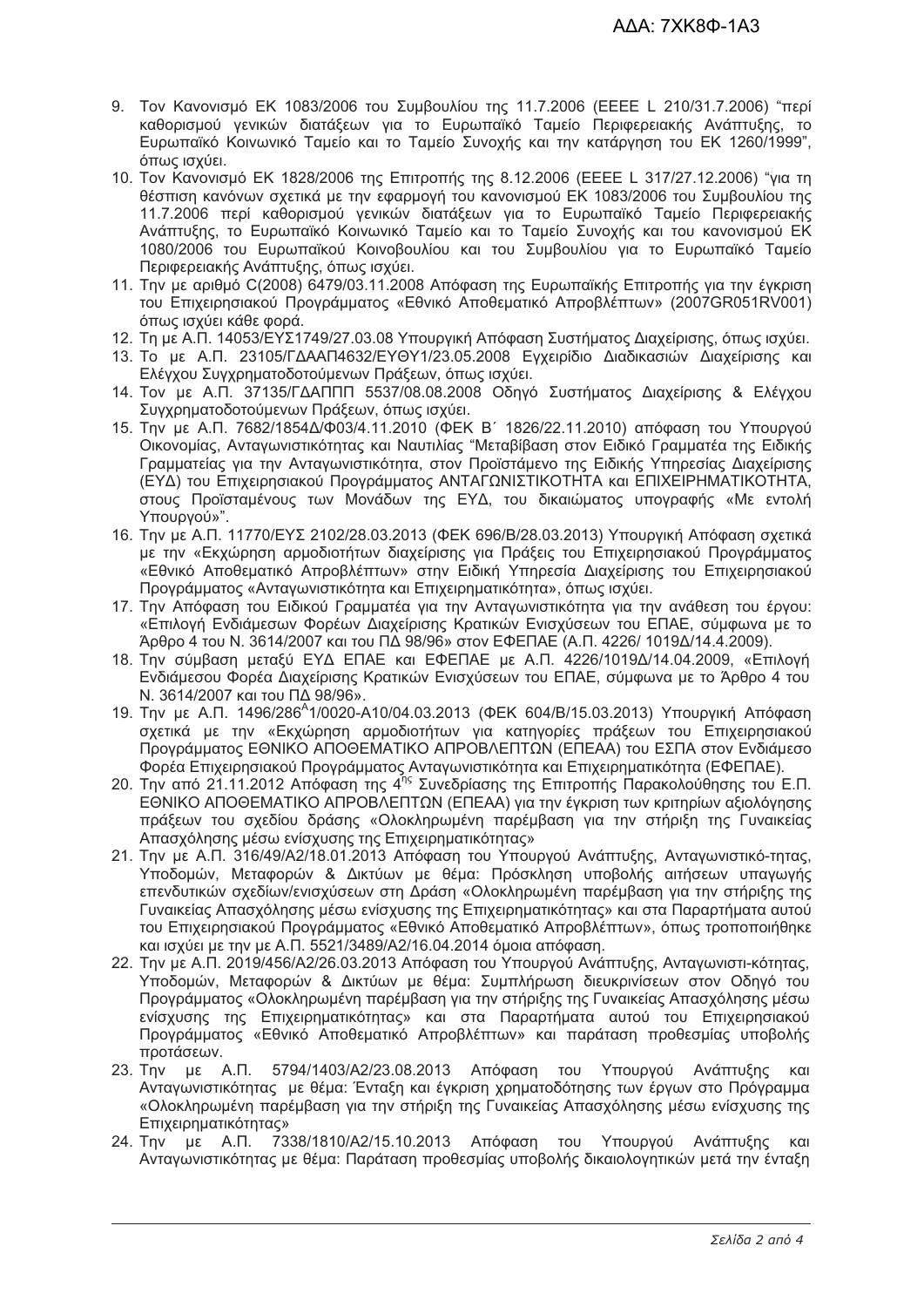9. Τον Κανονισμό ΕΚ 1083/2006 του Συμβουλίου της 11.7.2006 (ΕΕΕΕ L 210/31.7.2006) "περί καθορισμού γενικών διατάξεων για το Ευρωπαϊκό Ταμείο Περιφερειακής Ανάπτυξης, το Ευρωπαϊκό Κοινωνικό Ταμείο και το Ταμείο Συνοχής και την κατάργηση του ΕΚ 1260/1999", όπως ισχύει.
10. Τον Κανονισμό ΕΚ 1828/2006 της Επιτροπής της 8.12.2006 (ΕΕΕΕ L 317/27.12.2006) "για τη θέσπιση κανόνων σχετικά με την εφαρμογή του κανονισμού ΕΚ 1083/2006 του Συμβουλίου της 11.7.2006 περί καθορισμού γενικών διατάξεων για το Ευρωπαϊκό Ταμείο Περιφερειακής Ανάπτυξης, το Ευρωπαϊκό Κοινωνικό Ταμείο και το Ταμείο Συνοχής και του κανονισμού ΕΚ 1080/2006 του Ευρωπαϊκού Κοινοβουλίου και του Συμβουλίου για το Ευρωπαϊκό Ταμείο Περιφερειακής Ανάπτυξης, όπως ισχύει.
11. Την με αριθμό C(2008) 6479/03.11.2008 Απόφαση της Ευρωπαϊκής Επιτροπής για την έγκριση του Επιχειρησιακού Προγράμματος «Εθνικό Αποθεματικό Απροβλέπτων» (2007GR051RV001) όπως ισχύει κάθε φορά.
12. Τη με Α.Π. 14053/ΕΥΣ1749/27.03.08 Υπουργική Απόφαση Συστήματος Διαχείρισης, όπως ισχύει.
13. Το με Α.Π. 23105/ΓΔΑΑΠ4632/ΕΥΘΥ1/23.05.2008 Εγχειρίδιο Διαδικασιών Διαχείρισης και Ελέγχου Συγχρηματοδοτούμενων Πράξεων, όπως ισχύει.
14. Τον με Α.Π. 37135/ΓΔΑΠΠΠ 5537/08.08.2008 Οδηγό Συστήματος Διαχείρισης & Ελέγχου Συγχρηματοδοτούμενων Πράξεων, όπως ισχύει.
15. Την με Α.Π. 7682/1854Δ/Φ03/4.11.2010 (ΦΕΚ Β΄ 1826/22.11.2010) απόφαση του Υπουργού Οικονομίας, Ανταγωνιστικότητας και Ναυτιλίας "Μεταβίβαση στον Ειδικό Γραμματέα της Ειδικής Γραμματείας για την Ανταγωνιστικότητα, στον Προϊστάμενο της Ειδικής Υπηρεσίας Διαχείρισης (ΕΥΔ) του Επιχειρησιακού Προγράμματος ΑΝΤΑΓΩΝΙΣΤΙΚΟΤΗΤΑ και ΕΠΙΧΕΙΡΗΜΑΤΙΚΟΤΗΤΑ, στους Προϊσταμένους των Μονάδων της ΕΥΔ, του δικαιώματος υπογραφής «Με εντολή Υπουργού»".
16. Την με Α.Π. 11770/ΕΥΣ 2102/28.03.2013 (ΦΕΚ 696/Β/28.03.2013) Υπουργική Απόφαση σχετικά με την «Εκχώρηση αρμοδιοτήτων διαχείρισης για Πράξεις του Επιχειρησιακού Προγράμματος «Εθνικό Αποθεματικό Απροβλέπτων» στην Ειδική Υπηρεσία Διαχείρισης του Επιχειρησιακού Προγράμματος «Ανταγωνιστικότητα και Επιχειρηματικότητα», όπως ισχύει.
17. Την Απόφαση του Ειδικού Γραμματέα για την Ανταγωνιστικότητα για την ανάθεση του έργου: «Επιλογή Ενδιάμεσων Φορέων Διαχείρισης Κρατικών Ενισχύσεων του ΕΠΑΕ, σύμφωνα με το Άρθρο 4 του Ν. 3614/2007 και του ΠΔ 98/96» στον ΕΦΕΠΑΕ (Α.Π. 4226/ 1019Δ/14.4.2009).
18. Την σύμβαση μεταξύ ΕΥΔ ΕΠΑΕ και ΕΦΕΠΑΕ με Α.Π. 4226/1019Δ/14.04.2009, «Επιλογή Ενδιάμεσου Φορέα Διαχείρισης Κρατικών Ενισχύσεων του ΕΠΑΕ, σύμφωνα με το Άρθρο 4 του Ν. 3614/2007 και του ΠΔ 98/96».
19. Την με Α.Π. 1496/286^1/0020-Α10/04.03.2013 (ΦΕΚ 604/Β/15.03.2013) Υπουργική Απόφαση σχετικά με την «Εκχώρηση αρμοδιοτήτων για κατηγορίες πράξεων του Επιχειρησιακού Προγράμματος ΕΘΝΙΚΟ ΑΠΟΘΕΜΑΤΙΚΟ ΑΠΡΟΒΛΕΠΤΩΝ (ΕΠΕΑΑ) του ΕΣΠΑ στον Ενδιάμεσο Φορέα Επιχειρησιακού Προγράμματος Ανταγωνιστικότητα και Επιχειρηματικότητα (ΕΦΕΠΑΕ).
20. Την από 21.11.2012 Απόφαση της 4^ης Συνεδρίασης της Επιτροπής Παρακολούθησης του Ε.Π. ΕΘΝΙΚΟ ΑΠΟΘΕΜΑΤΙΚΟ ΑΠΡΟΒΛΕΠΤΩΝ (ΕΠΕΑΑ) για την έγκριση των κριτηρίων αξιολόγησης πράξεων του σχεδίου δράσης «Ολοκληρωμένη παρέμβαση για την στήριξη της Γυναικείας Απασχόλησης μέσω ενίσχυσης της Επιχειρηματικότητας»
21. Την με Α.Π. 316/49/Α2/18.01.2013 Απόφαση του Υπουργού Ανάπτυξης, Ανταγωνιστικό-τητας, Υποδομών, Μεταφορών & Δικτύων με θέμα: Πρόσκληση υποβολής αιτήσεων υπαγωγής επενδυτικών σχεδίων/ενισχύσεων στη Δράση «Ολοκληρωμένη παρέμβαση για την στήριξης της Γυναικείας Απασχόλησης μέσω ενίσχυσης της Επιχειρηματικότητας» και στα Παραρτήματα αυτού του Επιχειρησιακού Προγράμματος «Εθνικό Αποθεματικό Απροβλέπτων», όπως τροποποιήθηκε και ισχύει με την με Α.Π. 5521/3489/Α2/16.04.2014 όμοια απόφαση.
22. Την με Α.Π. 2019/456/Α2/26.03.2013 Απόφαση του Υπουργού Ανάπτυξης, Ανταγωνιστι-κότητας, Υποδομών, Μεταφορών & Δικτύων με θέμα: Συμπλήρωση διευκρινίσεων στον Οδηγό του Προγράμματος «Ολοκληρωμένη παρέμβαση για την στήριξης της Γυναικείας Απασχόλησης μέσω ενίσχυσης της Επιχειρηματικότητας» και στα Παραρτήματα αυτού του Επιχειρησιακού Προγράμματος «Εθνικό Αποθεματικό Απροβλέπτων» και παράταση προθεσμίας υποβολής προτάσεων.
23. Την με Α.Π. 5794/1403/Α2/23.08.2013 Απόφαση του Υπουργού Ανάπτυξης και Ανταγωνιστικότητας με θέμα: Ένταξη και έγκριση χρηματοδότησης των έργων στο Πρόγραμμα «Ολοκληρωμένη παρέμβαση για την στήριξη της Γυναικείας Απασχόλησης μέσω ενίσχυσης της Επιχειρηματικότητας»
24. Την με Α.Π. 7338/1810/Α2/15.10.2013 Απόφαση του Υπουργού Ανάπτυξης και Ανταγωνιστικότητας με θέμα: Παράταση προθεσμίας υποβολής δικαιολογητικών μετά την ένταξη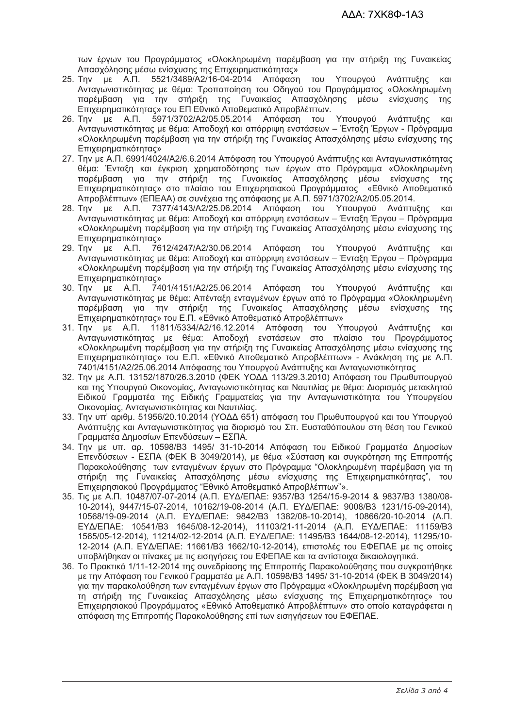των έργων του Προγράμματος «Ολοκληρωμένη παρέμβαση για την στήριξη της Γυναικείας Απασχόλησης μέσω ενίσχυσης της Επιχειρηματικότητας»

25. Την με Α.Π. 5521/3489/Α2/16-04-2014 Απόφαση του Υπουργού Ανάπτυξης και Ανταγωνιστικότητας με θέμα: Τροποποίηση του Οδηγού του Προγράμματος «Ολοκληρωμένη παρέμβαση για την στήριξη της Γυναικείας Απασχόλησης μέσω ενίσχυσης της Επιχειρηματικότητας» του ΕΠ Εθνικό Αποθεματικό Απροβλέπτων.
26. Την με Α.Π. 5971/3702/Α2/05.05.2014 Απόφαση του Υπουργού Ανάπτυξης και Ανταγωνιστικότητας με θέμα: Αποδοχή και απόρριψη ενστάσεων – Ένταξη Έργων - Πρόγραμμα «Ολοκληρωμένη παρέμβαση για την στήριξη της Γυναικείας Απασχόλησης μέσω ενίσχυσης της Επιχειρηματικότητας»
27. Την με Α.Π. 6991/4024/Α2/6.6.2014 Απόφαση του Υπουργού Ανάπτυξης και Ανταγωνιστικότητας θέμα: Ένταξη και έγκριση χρηματοδότησης των έργων στο Πρόγραμμα «Ολοκληρωμένη παρέμβαση για την στήριξη της Γυναικείας Απασχόλησης μέσω ενίσχυσης της Επιχειρηματικότητας» στο πλαίσιο του Επιχειρησιακού Προγράμματος «Εθνικό Αποθεματικό Απροβλέπτων» (ΕΠΕΑΑ) σε συνέχεια της απόφασης με Α.Π. 5971/3702/Α2/05.05.2014.
28. Την με Α.Π. 7377/4143/Α2/25.06.2014 Απόφαση του Υπουργού Ανάπτυξης και Ανταγωνιστικότητας με θέμα: Αποδοχή και απόρριψη ενστάσεων – Ένταξη Έργου – Πρόγραμμα «Ολοκληρωμένη παρέμβαση για την στήριξη της Γυναικείας Απασχόλησης μέσω ενίσχυσης της Επιχειρηματικότητας»
29. Την με Α.Π. 7612/4247/Α2/30.06.2014 Απόφαση του Υπουργού Ανάπτυξης και Ανταγωνιστικότητας με θέμα: Αποδοχή και απόρριψη ενστάσεων – Ένταξη Έργου – Πρόγραμμα «Ολοκληρωμένη παρέμβαση για την στήριξη της Γυναικείας Απασχόλησης μέσω ενίσχυσης της Επιχειρηματικότητας»
30. Την με Α.Π. 7401/4151/Α2/25.06.2014 Απόφαση του Υπουργού Ανάπτυξης και Ανταγωνιστικότητας με θέμα: Απένταξη ενταγμένων έργων από το Πρόγραμμα «Ολοκληρωμένη παρέμβαση για την στήριξη της Γυναικείας Απασχόλησης μέσω ενίσχυσης της Επιχειρηματικότητας» του Ε.Π. «Εθνικό Αποθεματικό Απροβλέπτων»
31. Την με Α.Π. 11811/5334/Α2/16.12.2014 Απόφαση του Υπουργού Ανάπτυξης και Ανταγωνιστικότητας με θέμα: Αποδοχή ενστάσεων στο πλαίσιο του Προγράμματος «Ολοκληρωμένη παρέμβαση για την στήριξη της Γυναικείας Απασχόλησης μέσω ενίσχυσης της Επιχειρηματικότητας» του Ε.Π. «Εθνικό Αποθεματικό Απροβλέπτων» - Ανάκληση της με Α.Π. 7401/4151/Α2/25.06.2014 Απόφασης του Υπουργού Ανάπτυξης και Ανταγωνιστικότητας
32. Την με Α.Π. 13152/1870/26.3.2010 (ΦΕΚ ΥΟΔΔ 113/29.3.2010) Απόφαση του Πρωθυπουργού και της Υπουργού Οικονομίας, Ανταγωνιστικότητας και Ναυτιλίας με θέμα: Διορισμός μετακλητού Ειδικού Γραμματέα της Ειδικής Γραμματείας για την Ανταγωνιστικότητα του Υπουργείου Οικονομίας, Ανταγωνιστικότητας και Ναυτιλίας.
33. Την υπ' αριθμ. 51956/20.10.2014 (ΥΟΔΔ 651) απόφαση του Πρωθυπουργού και του Υπουργού Ανάπτυξης και Ανταγωνιστικότητας για διορισμό του Σπ. Ευσταθόπουλου στη θέση του Γενικού Γραμματέα Δημοσίων Επενδύσεων – ΕΣΠΑ.
34. Την με υπ. αρ. 10598/Β3 1495/ 31-10-2014 Απόφαση του Ειδικού Γραμματέα Δημοσίων Επενδύσεων - ΕΣΠΑ (ΦΕΚ Β 3049/2014), με θέμα «Σύσταση και συγκρότηση της Επιτροπής Παρακολούθησης των ενταγμένων έργων στο Πρόγραμμα "Ολοκληρωμένη παρέμβαση για τη στήριξη της Γυναικείας Απασχόλησης μέσω ενίσχυσης της Επιχειρηματικότητας", του Επιχειρησιακού Προγράμματος "Εθνικό Αποθεματικό Απροβλέπτων"».
35. Τις με Α.Π. 10487/07-07-2014 (Α.Π. ΕΥΔ/ΕΠΑΕ: 9357/Β3 1254/15-9-2014 & 9837/Β3 1380/08-10-2014), 9447/15-07-2014, 10162/19-08-2014 (Α.Π. ΕΥΔ/ΕΠΑΕ: 9008/Β3 1231/15-09-2014), 10568/19-09-2014 (Α.Π. ΕΥΔ/ΕΠΑΕ: 9842/Β3 1382/08-10-2014), 10866/20-10-2014 (Α.Π. ΕΥΔ/ΕΠΑΕ: 10541/Β3 1645/08-12-2014), 11103/21-11-2014 (Α.Π. ΕΥΔ/ΕΠΑΕ: 11159/Β3 1565/05-12-2014), 11214/02-12-2014 (Α.Π. ΕΥΔ/ΕΠΑΕ: 11495/Β3 1644/08-12-2014), 11295/10-12-2014 (Α.Π. ΕΥΔ/ΕΠΑΕ: 11661/Β3 1662/10-12-2014), επιστολές του ΕΦΕΠΑΕ με τις οποίες υποβλήθηκαν οι πίνακες με τις εισηγήσεις του ΕΦΕΠΑΕ και τα αντίστοιχα δικαιολογητικά.
36. Το Πρακτικό 1/11-12-2014 της συνεδρίασης της Επιτροπής Παρακολούθησης που συγκροτήθηκε με την Απόφαση του Γενικού Γραμματέα με Α.Π. 10598/Β3 1495/ 31-10-2014 (ΦΕΚ Β 3049/2014) για την παρακολούθηση των ενταγμένων έργων στο Πρόγραμμα «Ολοκληρωμένη παρέμβαση για τη στήριξη της Γυναικείας Απασχόλησης μέσω ενίσχυσης της Επιχειρηματικότητας» του Επιχειρησιακού Προγράμματος «Εθνικό Αποθεματικό Απροβλέπτων» στο οποίο καταγράφεται η απόφαση της Επιτροπής Παρακολούθησης επί των εισηγήσεων του ΕΦΕΠΑΕ.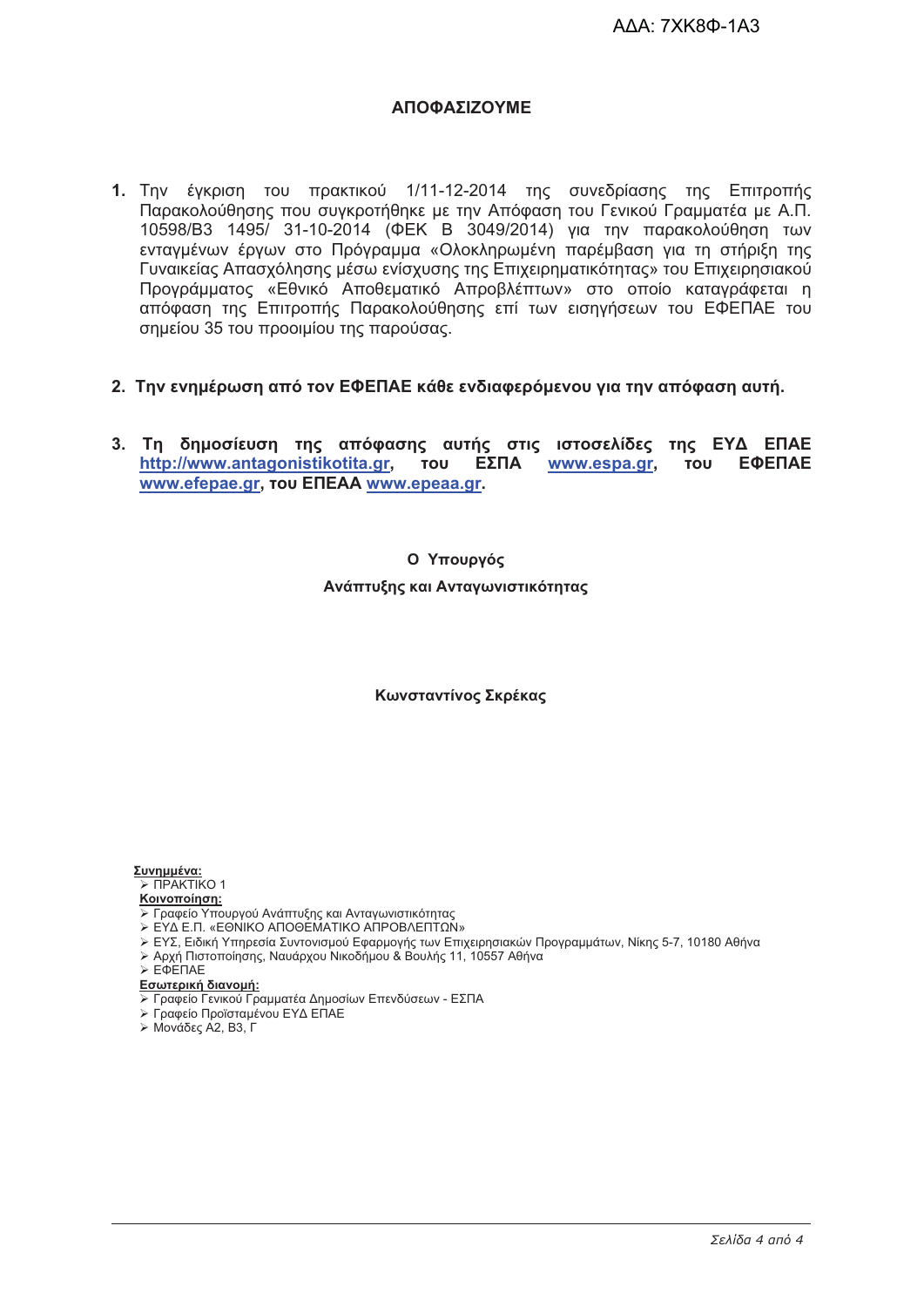ΑΔΑ: 7ΧΚ8Φ-1Α3

## ΑΠΟΦΑΣΙΖΟΥΜΕ

1. Την έγκριση του πρακτικού 1/11-12-2014 της συνεδρίασης της Επιτροπής Παρακολούθησης που συγκροτήθηκε με την Απόφαση του Γενικού Γραμματέα με Α.Π. 10598/Β3 1495/ 31-10-2014 (ΦΕΚ Β 3049/2014) για την παρακολούθηση των ενταγμένων έργων στο Πρόγραμμα «Ολοκληρωμένη παρέμβαση για τη στήριξη της Γυναικείας Απασχόλησης μέσω ενίσχυσης της Επιχειρηματικότητας» του Επιχειρησιακού Προγράμματος «Εθνικό Αποθεματικό Απροβλέπτων» στο οποίο καταγράφεται η απόφαση της Επιτροπής Παρακολούθησης επί των εισηγήσεων του ΕΦΕΠΑΕ του σημείου 35 του προοιμίου της παρούσας.

2. **Την ενημέρωση από τον ΕΦΕΠΑΕ κάθε ενδιαφερόμενου για την απόφαση αυτή.**

3. **Τη δημοσίευση της απόφασης αυτής στις ιστοσελίδες της ΕΥΔ ΕΠΑΕ http://www.antagonistikotita.gr, του ΕΣΠΑ www.espa.gr, του ΕΦΕΠΑΕ www.efepae.gr, του ΕΠΕΑΑ www.epeaa.gr.**

**Ο Υπουργός**

**Ανάπτυξης και Ανταγωνιστικότητας**

**Κωνσταντίνος Σκρέκας**

**Συνημμένα:**
- ΠΡΑΚΤΙΚΟ 1

**Κοινοποίηση:**
- Γραφείο Υπουργού Ανάπτυξης και Ανταγωνιστικότητας
- ΕΥΔ Ε.Π. «ΕΘΝΙΚΟ ΑΠΟΘΕΜΑΤΙΚΟ ΑΠΡΟΒΛΕΠΤΩΝ»
- ΕΥΣ, Ειδική Υπηρεσία Συντονισμού Εφαρμογής των Επιχειρησιακών Προγραμμάτων, Νίκης 5-7, 10180 Αθήνα
- Αρχή Πιστοποίησης, Ναυάρχου Νικοδήμου & Βουλής 11, 10557 Αθήνα
- ΕΦΕΠΑΕ

**Εσωτερική διανομή:**
- Γραφείο Γενικού Γραμματέα Δημοσίων Επενδύσεων - ΕΣΠΑ
- Γραφείο Προϊσταμένου ΕΥΔ ΕΠΑΕ
- Μονάδες Α2, Β3, Γ